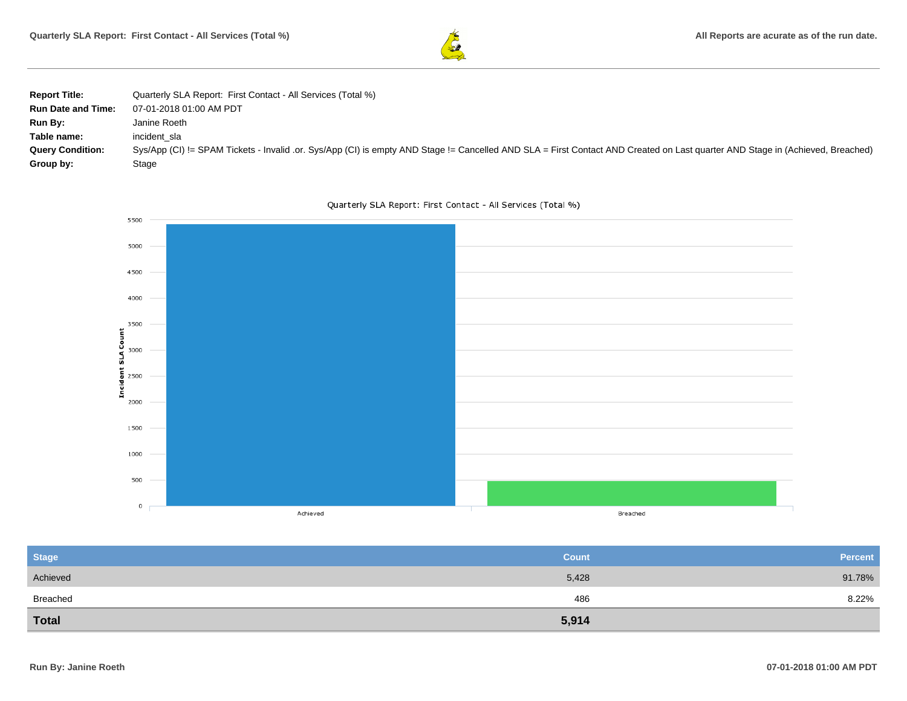**Report Title:** Quarterly SLA Report: First Contact - All Services (Total %)
**Run Date and Time:** 07-01-2018 01:00 AM PDT
**Run By:** Janine Roeth
**Table name:** incident_sla
**Query Condition:** Sys/App (CI) != SPAM Tickets - Invalid .or. Sys/App (CI) is empty AND Stage != Cancelled AND SLA = First Contact AND Created on Last quarter AND Stage in (Achieved, Breached)
**Group by:** Stage

Quarterly SLA Report: First Contact - All Services (Total %)

| Stage | Count | Percent |
|---|---|---|
| Achieved | 5,428 | 91.78% |
| Breached | 486 | 8.22% |
| **Total** | **5,914** | |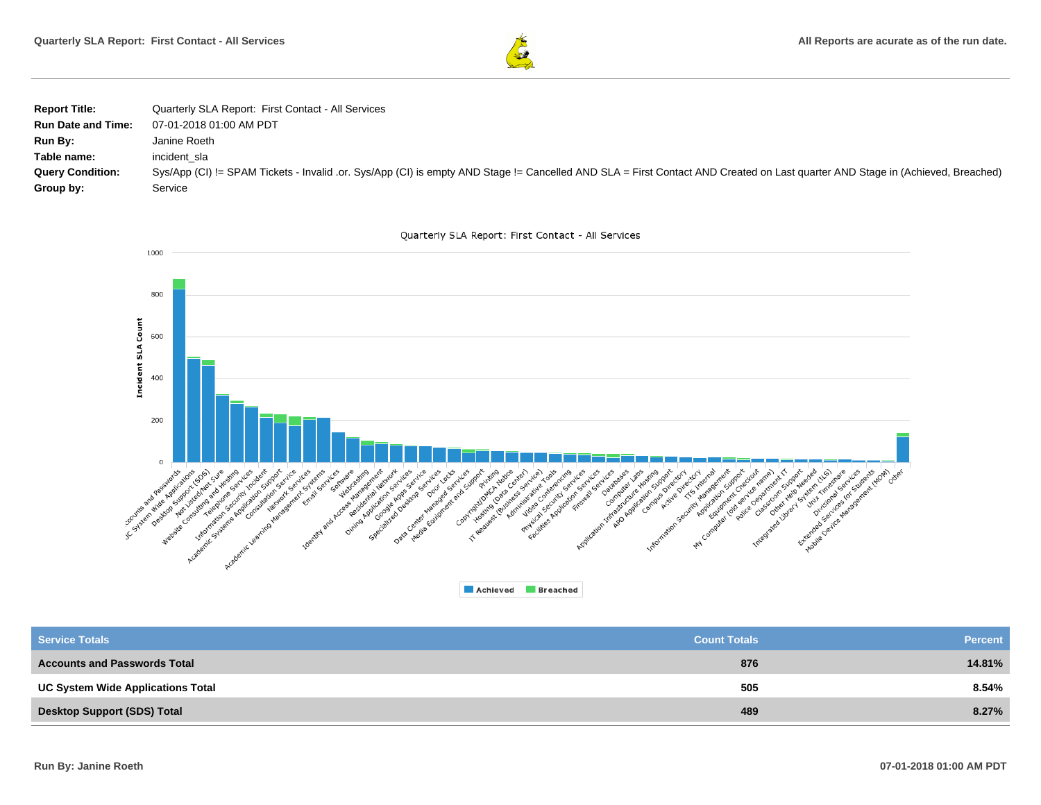| | |
|---|---|
| **Report Title:** | Quarterly SLA Report: First Contact - All Services |
| **Run Date and Time:** | 07-01-2018 01:00 AM PDT |
| **Run By:** | Janine Roeth |
| **Table name:** | incident_sla |
| **Query Condition:** | Sys/App (CI) != SPAM Tickets - Invalid .or. Sys/App (CI) is empty AND Stage != Cancelled AND SLA = First Contact AND Created on Last quarter AND Stage in (Achieved, Breached) |
| **Group by:** | Service |

Quarterly SLA Report: First Contact - All Services

| Service Totals | Count Totals | Percent |
|---|---|---|
| **Accounts and Passwords Total** | **876** | **14.81%** |
| **UC System Wide Applications Total** | **505** | **8.54%** |
| **Desktop Support (SDS) Total** | **489** | **8.27%** |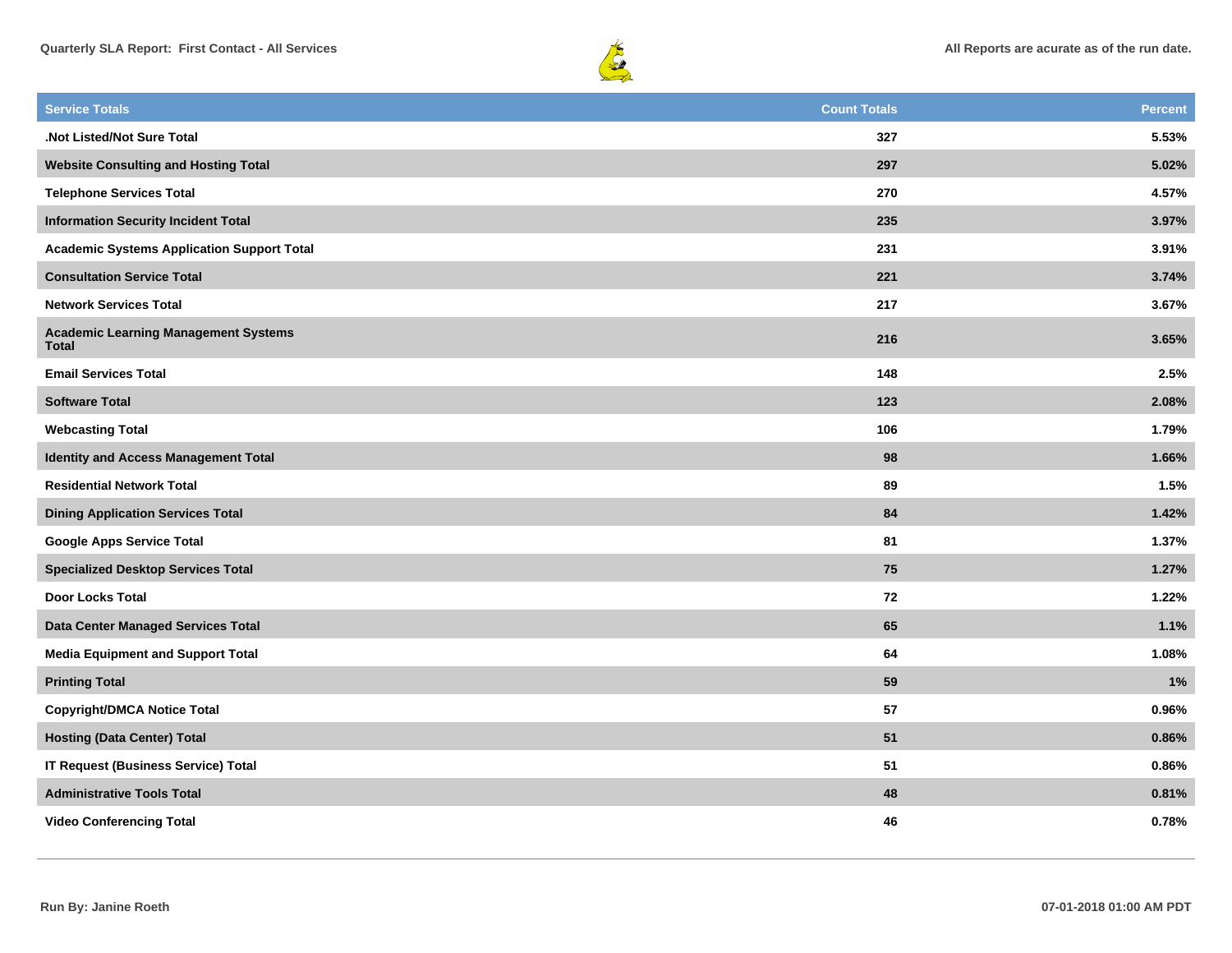| Service Totals | Count Totals | Percent |
|---|---|---|
| .Not Listed/Not Sure Total | 327 | 5.53% |
| Website Consulting and Hosting Total | 297 | 5.02% |
| Telephone Services Total | 270 | 4.57% |
| Information Security Incident Total | 235 | 3.97% |
| Academic Systems Application Support Total | 231 | 3.91% |
| Consultation Service Total | 221 | 3.74% |
| Network Services Total | 217 | 3.67% |
| Academic Learning Management Systems Total | 216 | 3.65% |
| Email Services Total | 148 | 2.5% |
| Software Total | 123 | 2.08% |
| Webcasting Total | 106 | 1.79% |
| Identity and Access Management Total | 98 | 1.66% |
| Residential Network Total | 89 | 1.5% |
| Dining Application Services Total | 84 | 1.42% |
| Google Apps Service Total | 81 | 1.37% |
| Specialized Desktop Services Total | 75 | 1.27% |
| Door Locks Total | 72 | 1.22% |
| Data Center Managed Services Total | 65 | 1.1% |
| Media Equipment and Support Total | 64 | 1.08% |
| Printing Total | 59 | 1% |
| Copyright/DMCA Notice Total | 57 | 0.96% |
| Hosting (Data Center) Total | 51 | 0.86% |
| IT Request (Business Service) Total | 51 | 0.86% |
| Administrative Tools Total | 48 | 0.81% |
| Video Conferencing Total | 46 | 0.78% |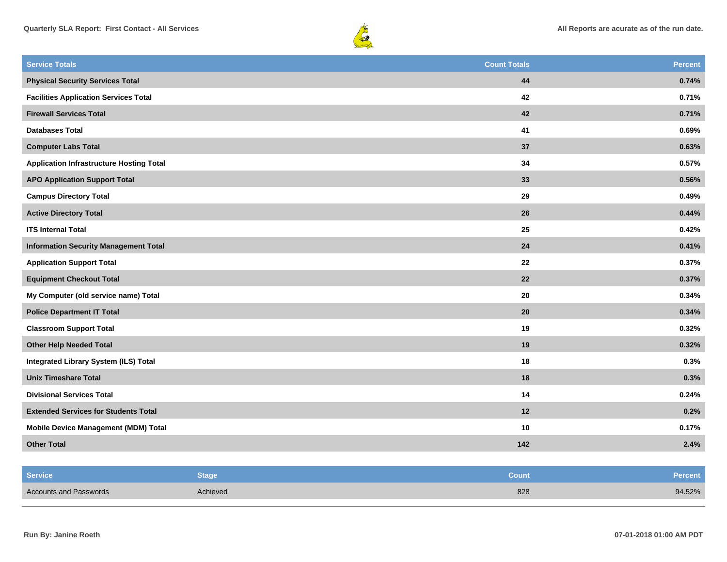| Service Totals | Count Totals | Percent |
|---|---|---|
| **Physical Security Services Total** | **44** | **0.74%** |
| **Facilities Application Services Total** | **42** | **0.71%** |
| **Firewall Services Total** | **42** | **0.71%** |
| **Databases Total** | **41** | **0.69%** |
| **Computer Labs Total** | **37** | **0.63%** |
| **Application Infrastructure Hosting Total** | **34** | **0.57%** |
| **APO Application Support Total** | **33** | **0.56%** |
| **Campus Directory Total** | **29** | **0.49%** |
| **Active Directory Total** | **26** | **0.44%** |
| **ITS Internal Total** | **25** | **0.42%** |
| **Information Security Management Total** | **24** | **0.41%** |
| **Application Support Total** | **22** | **0.37%** |
| **Equipment Checkout Total** | **22** | **0.37%** |
| **My Computer (old service name) Total** | **20** | **0.34%** |
| **Police Department IT Total** | **20** | **0.34%** |
| **Classroom Support Total** | **19** | **0.32%** |
| **Other Help Needed Total** | **19** | **0.32%** |
| **Integrated Library System (ILS) Total** | **18** | **0.3%** |
| **Unix Timeshare Total** | **18** | **0.3%** |
| **Divisional Services Total** | **14** | **0.24%** |
| **Extended Services for Students Total** | **12** | **0.2%** |
| **Mobile Device Management (MDM) Total** | **10** | **0.17%** |
| **Other Total** | **142** | **2.4%** |

| Service | Stage | Count | Percent |
|---|---|---|---|
| Accounts and Passwords | Achieved | 828 | 94.52% |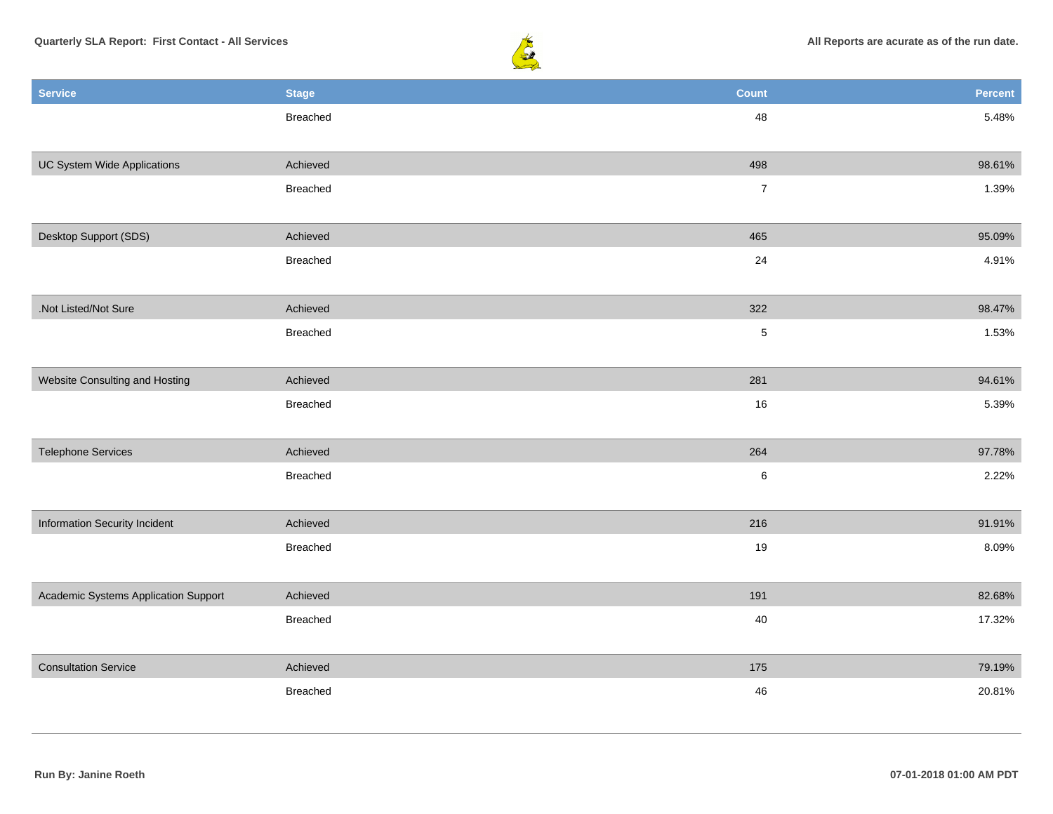| Service | Stage | Count | Percent |
|---|---|---|---|
| | Breached | 48 | 5.48% |
| UC System Wide Applications | Achieved | 498 | 98.61% |
| | Breached | 7 | 1.39% |
| Desktop Support (SDS) | Achieved | 465 | 95.09% |
| | Breached | 24 | 4.91% |
| .Not Listed/Not Sure | Achieved | 322 | 98.47% |
| | Breached | 5 | 1.53% |
| Website Consulting and Hosting | Achieved | 281 | 94.61% |
| | Breached | 16 | 5.39% |
| Telephone Services | Achieved | 264 | 97.78% |
| | Breached | 6 | 2.22% |
| Information Security Incident | Achieved | 216 | 91.91% |
| | Breached | 19 | 8.09% |
| Academic Systems Application Support | Achieved | 191 | 82.68% |
| | Breached | 40 | 17.32% |
| Consultation Service | Achieved | 175 | 79.19% |
| | Breached | 46 | 20.81% |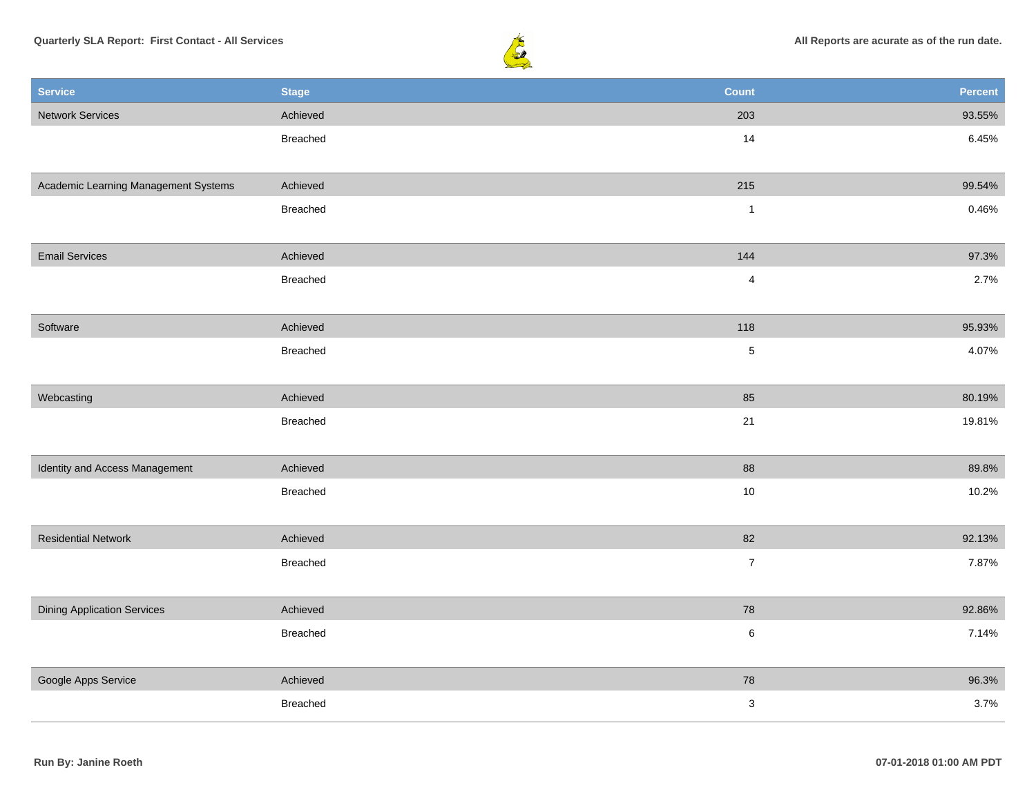**Quarterly SLA Report: First Contact - All Services**

**All Reports are acurate as of the run date.**

| Service | Stage | Count | Percent |
|---|---|---|---|
| Network Services | Achieved | 203 | 93.55% |
| | Breached | 14 | 6.45% |
| Academic Learning Management Systems | Achieved | 215 | 99.54% |
| | Breached | 1 | 0.46% |
| Email Services | Achieved | 144 | 97.3% |
| | Breached | 4 | 2.7% |
| Software | Achieved | 118 | 95.93% |
| | Breached | 5 | 4.07% |
| Webcasting | Achieved | 85 | 80.19% |
| | Breached | 21 | 19.81% |
| Identity and Access Management | Achieved | 88 | 89.8% |
| | Breached | 10 | 10.2% |
| Residential Network | Achieved | 82 | 92.13% |
| | Breached | 7 | 7.87% |
| Dining Application Services | Achieved | 78 | 92.86% |
| | Breached | 6 | 7.14% |
| Google Apps Service | Achieved | 78 | 96.3% |
| | Breached | 3 | 3.7% |

**Run By: Janine Roeth**

**07-01-2018 01:00 AM PDT**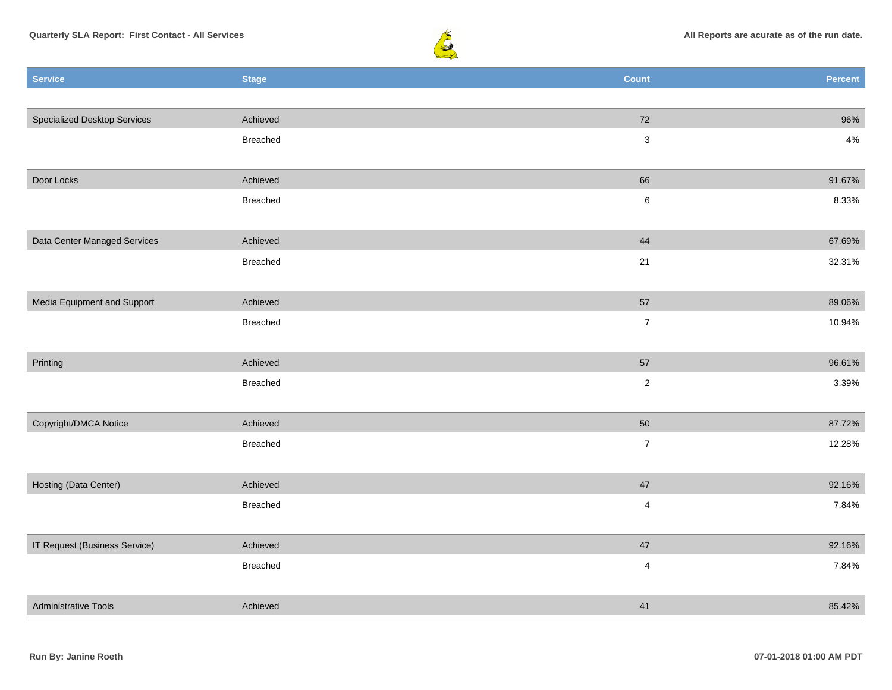| Service | Stage | Count | Percent |
| --- | --- | --- | --- |
| Specialized Desktop Services | Achieved | 72 | 96% |
| | Breached | 3 | 4% |
| Door Locks | Achieved | 66 | 91.67% |
| | Breached | 6 | 8.33% |
| Data Center Managed Services | Achieved | 44 | 67.69% |
| | Breached | 21 | 32.31% |
| Media Equipment and Support | Achieved | 57 | 89.06% |
| | Breached | 7 | 10.94% |
| Printing | Achieved | 57 | 96.61% |
| | Breached | 2 | 3.39% |
| Copyright/DMCA Notice | Achieved | 50 | 87.72% |
| | Breached | 7 | 12.28% |
| Hosting (Data Center) | Achieved | 47 | 92.16% |
| | Breached | 4 | 7.84% |
| IT Request (Business Service) | Achieved | 47 | 92.16% |
| | Breached | 4 | 7.84% |
| Administrative Tools | Achieved | 41 | 85.42% |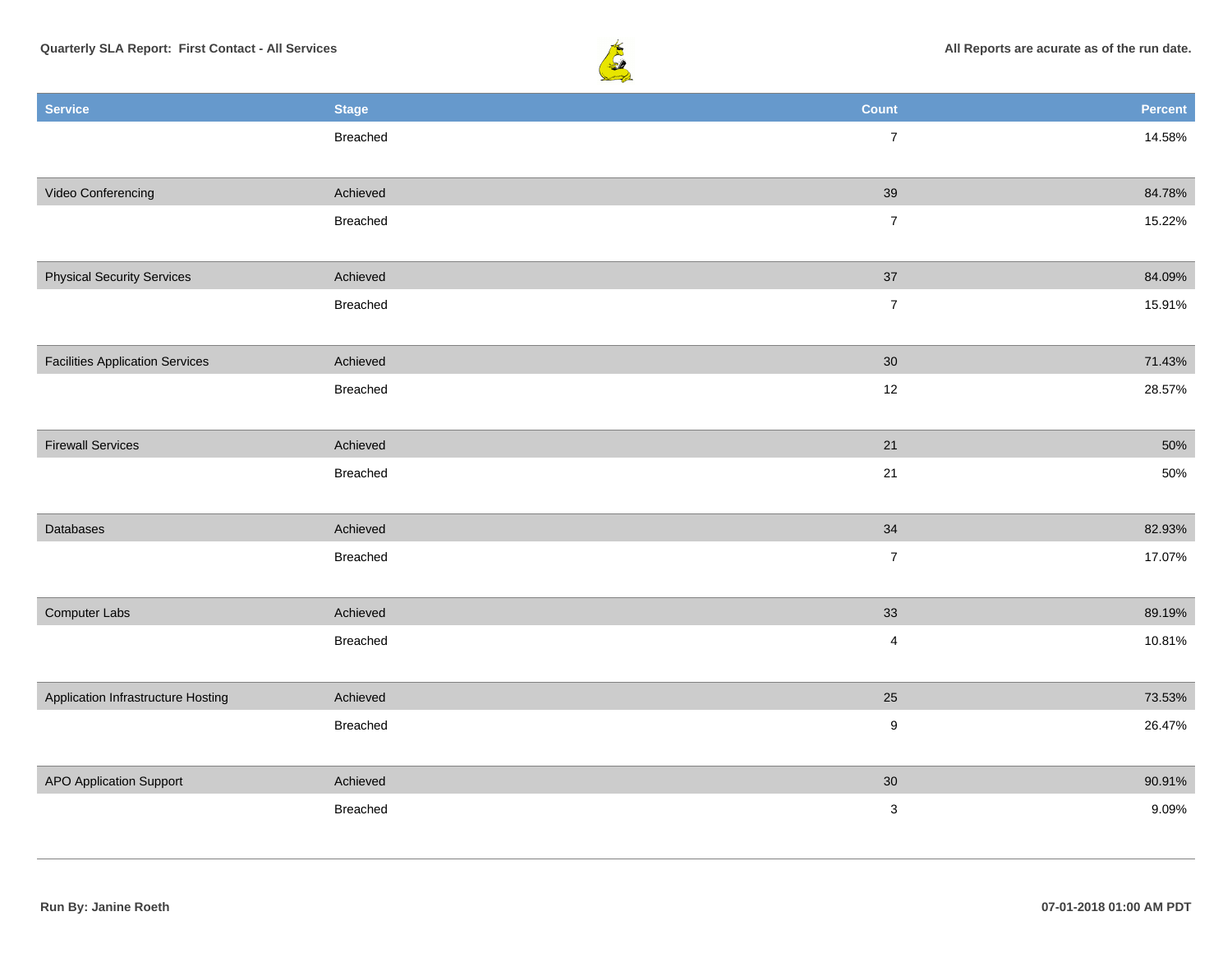| Service | Stage | Count | Percent |
| --- | --- | --- | --- |
| | Breached | 7 | 14.58% |
| Video Conferencing | Achieved | 39 | 84.78% |
| | Breached | 7 | 15.22% |
| Physical Security Services | Achieved | 37 | 84.09% |
| | Breached | 7 | 15.91% |
| Facilities Application Services | Achieved | 30 | 71.43% |
| | Breached | 12 | 28.57% |
| Firewall Services | Achieved | 21 | 50% |
| | Breached | 21 | 50% |
| Databases | Achieved | 34 | 82.93% |
| | Breached | 7 | 17.07% |
| Computer Labs | Achieved | 33 | 89.19% |
| | Breached | 4 | 10.81% |
| Application Infrastructure Hosting | Achieved | 25 | 73.53% |
| | Breached | 9 | 26.47% |
| APO Application Support | Achieved | 30 | 90.91% |
| | Breached | 3 | 9.09% |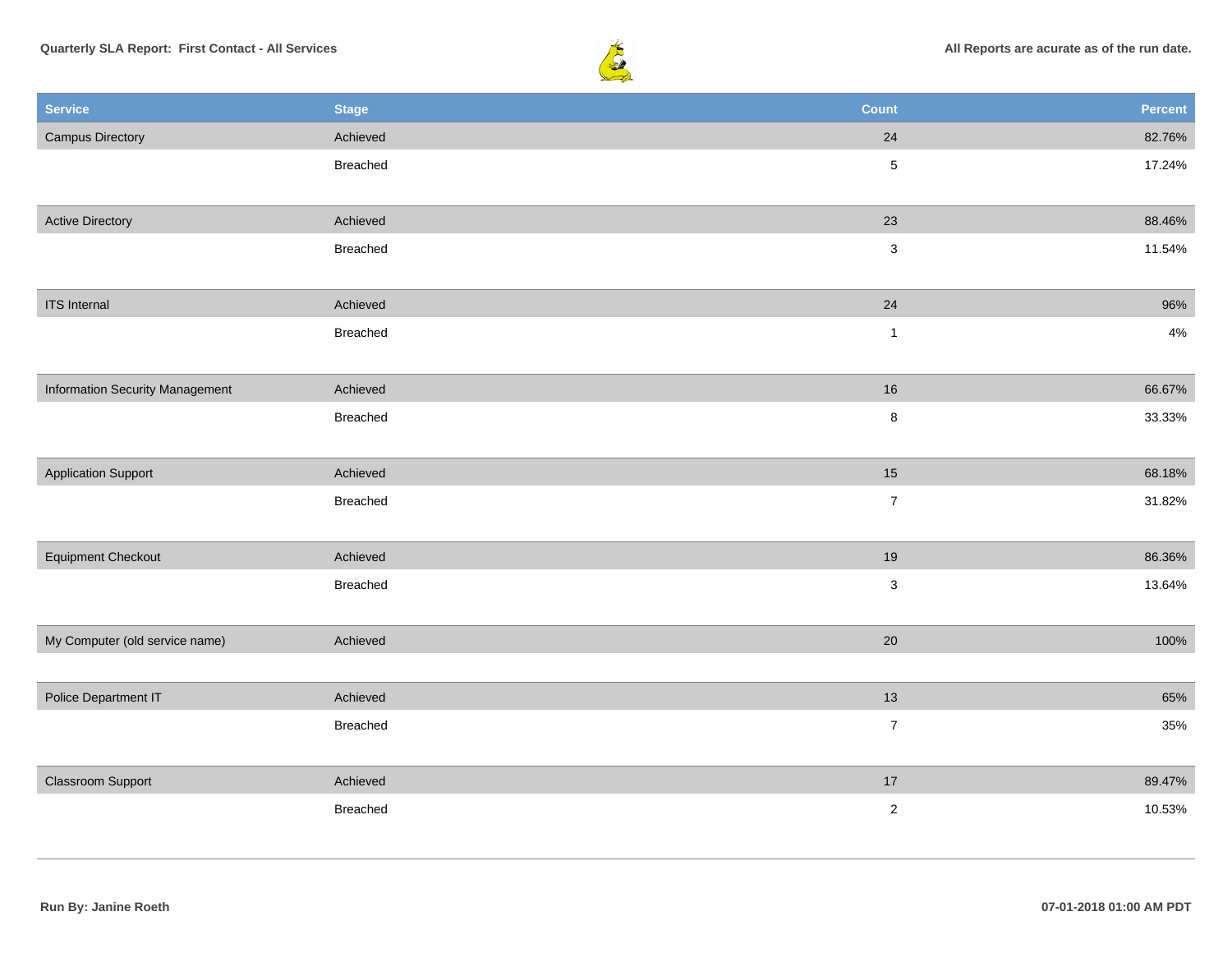**Quarterly SLA Report: First Contact - All Services**

**All Reports are acurate as of the run date.**

| Service | Stage | Count | Percent |
|---|---|---|---|
| Campus Directory | Achieved | 24 | 82.76% |
| | Breached | 5 | 17.24% |
| Active Directory | Achieved | 23 | 88.46% |
| | Breached | 3 | 11.54% |
| ITS Internal | Achieved | 24 | 96% |
| | Breached | 1 | 4% |
| Information Security Management | Achieved | 16 | 66.67% |
| | Breached | 8 | 33.33% |
| Application Support | Achieved | 15 | 68.18% |
| | Breached | 7 | 31.82% |
| Equipment Checkout | Achieved | 19 | 86.36% |
| | Breached | 3 | 13.64% |
| My Computer (old service name) | Achieved | 20 | 100% |
| Police Department IT | Achieved | 13 | 65% |
| | Breached | 7 | 35% |
| Classroom Support | Achieved | 17 | 89.47% |
| | Breached | 2 | 10.53% |

**Run By: Janine Roeth**

**07-01-2018 01:00 AM PDT**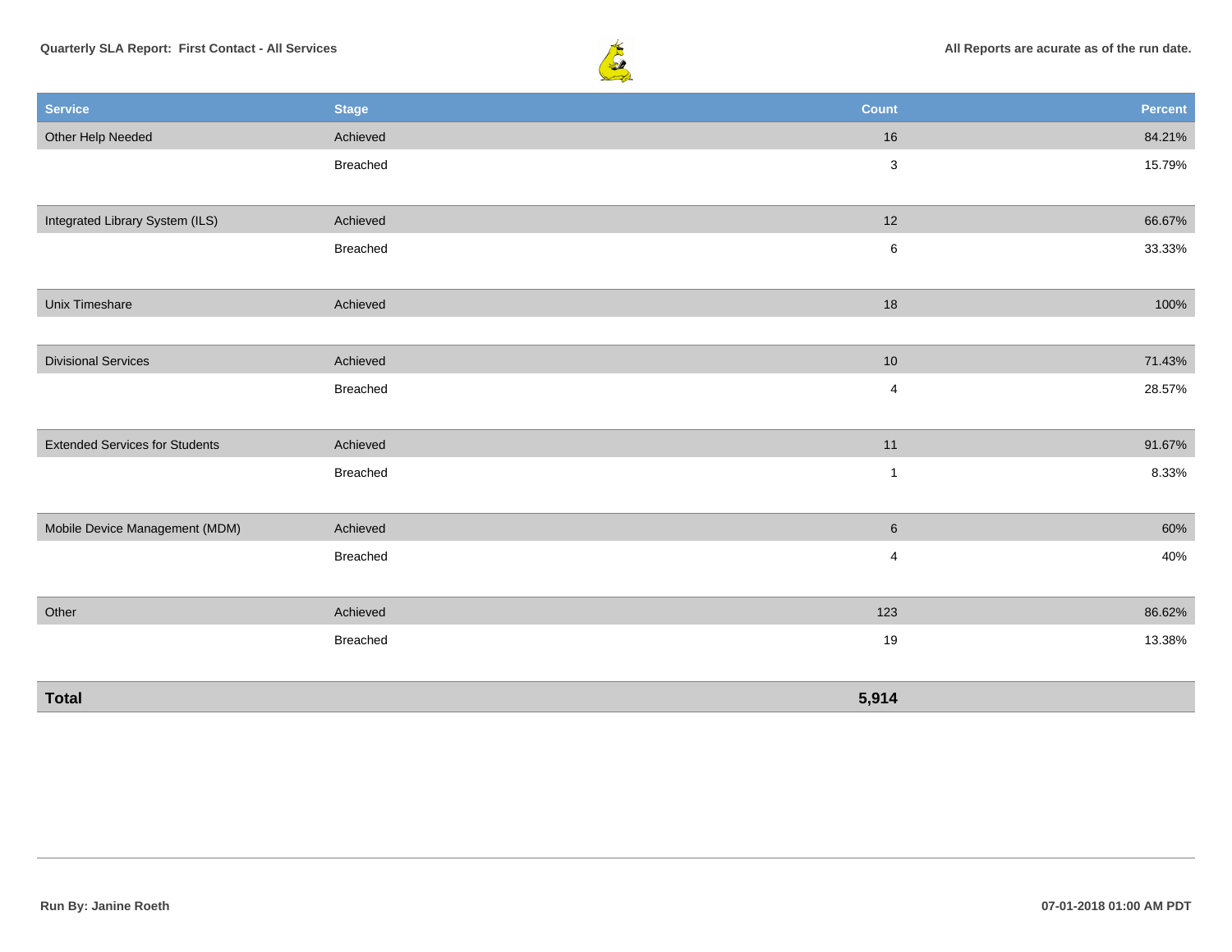| Service | Stage | Count | Percent |
|---|---|---|---|
| Other Help Needed | Achieved | 16 | 84.21% |
| | Breached | 3 | 15.79% |
| Integrated Library System (ILS) | Achieved | 12 | 66.67% |
| | Breached | 6 | 33.33% |
| Unix Timeshare | Achieved | 18 | 100% |
| Divisional Services | Achieved | 10 | 71.43% |
| | Breached | 4 | 28.57% |
| Extended Services for Students | Achieved | 11 | 91.67% |
| | Breached | 1 | 8.33% |
| Mobile Device Management (MDM) | Achieved | 6 | 60% |
| | Breached | 4 | 40% |
| Other | Achieved | 123 | 86.62% |
| | Breached | 19 | 13.38% |
| **Total** | | **5,914** | |